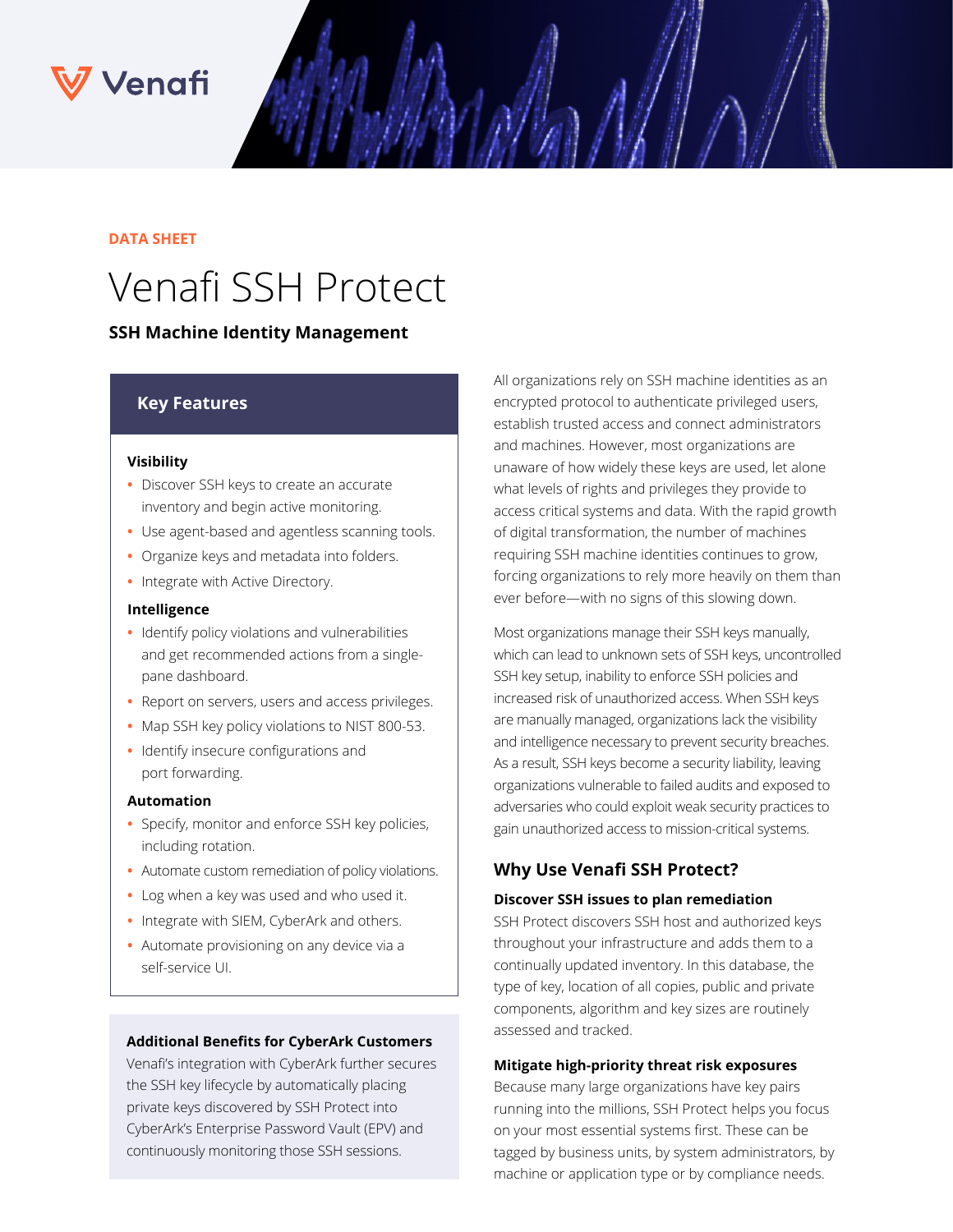DATA SHEET

# Venafi SSH Protect

**SSH Machine Identity Management**

## Key Features

**Visibility**

- Discover SSH keys to create an accurate inventory and begin active monitoring.
- Use agent-based and agentless scanning tools.
- Organize keys and metadata into folders.
- Integrate with Active Directory.

**Intelligence**

- Identify policy violations and vulnerabilities and get recommended actions from a single-pane dashboard.
- Report on servers, users and access privileges.
- Map SSH key policy violations to NIST 800-53.
- Identify insecure configurations and port forwarding.

**Automation**

- Specify, monitor and enforce SSH key policies, including rotation.
- Automate custom remediation of policy violations.
- Log when a key was used and who used it.
- Integrate with SIEM, CyberArk and others.
- Automate provisioning on any device via a self-service UI.

**Additional Benefits for CyberArk Customers**

Venafi's integration with CyberArk further secures the SSH key lifecycle by automatically placing private keys discovered by SSH Protect into CyberArk's Enterprise Password Vault (EPV) and continuously monitoring those SSH sessions.

All organizations rely on SSH machine identities as an encrypted protocol to authenticate privileged users, establish trusted access and connect administrators and machines. However, most organizations are unaware of how widely these keys are used, let alone what levels of rights and privileges they provide to access critical systems and data. With the rapid growth of digital transformation, the number of machines requiring SSH machine identities continues to grow, forcing organizations to rely more heavily on them than ever before—with no signs of this slowing down.

Most organizations manage their SSH keys manually, which can lead to unknown sets of SSH keys, uncontrolled SSH key setup, inability to enforce SSH policies and increased risk of unauthorized access. When SSH keys are manually managed, organizations lack the visibility and intelligence necessary to prevent security breaches. As a result, SSH keys become a security liability, leaving organizations vulnerable to failed audits and exposed to adversaries who could exploit weak security practices to gain unauthorized access to mission-critical systems.

## Why Use Venafi SSH Protect?

**Discover SSH issues to plan remediation**

SSH Protect discovers SSH host and authorized keys throughout your infrastructure and adds them to a continually updated inventory. In this database, the type of key, location of all copies, public and private components, algorithm and key sizes are routinely assessed and tracked.

**Mitigate high-priority threat risk exposures**

Because many large organizations have key pairs running into the millions, SSH Protect helps you focus on your most essential systems first. These can be tagged by business units, by system administrators, by machine or application type or by compliance needs.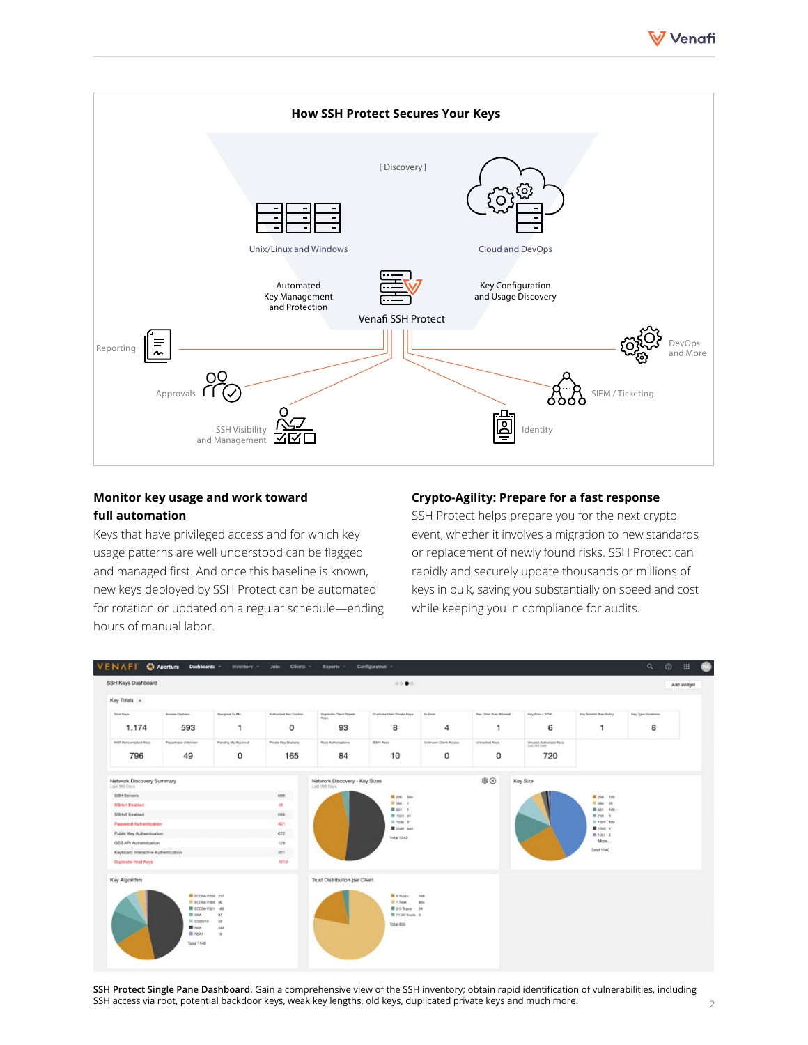## How SSH Protect Secures Your Keys

[ Discovery ]

Unix/Linux and Windows

Cloud and DevOps

Automated Key Management and Protection

Key Configuration and Usage Discovery

Venafi SSH Protect

Reporting

DevOps and More

Approvals

SIEM / Ticketing

SSH Visibility and Management

Identity

### Monitor key usage and work toward full automation

Keys that have privileged access and for which key usage patterns are well understood can be flagged and managed first. And once this baseline is known, new keys deployed by SSH Protect can be automated for rotation or updated on a regular schedule—ending hours of manual labor.

### Crypto-Agility: Prepare for a fast response

SSH Protect helps prepare you for the next crypto event, whether it involves a migration to new standards or replacement of newly found risks. SSH Protect can rapidly and securely update thousands or millions of keys in bulk, saving you substantially on speed and cost while keeping you in compliance for audits.

**SSH Protect Single Pane Dashboard.** Gain a comprehensive view of the SSH inventory; obtain rapid identification of vulnerabilities, including SSH access via root, potential backdoor keys, weak key lengths, old keys, duplicated private keys and much more.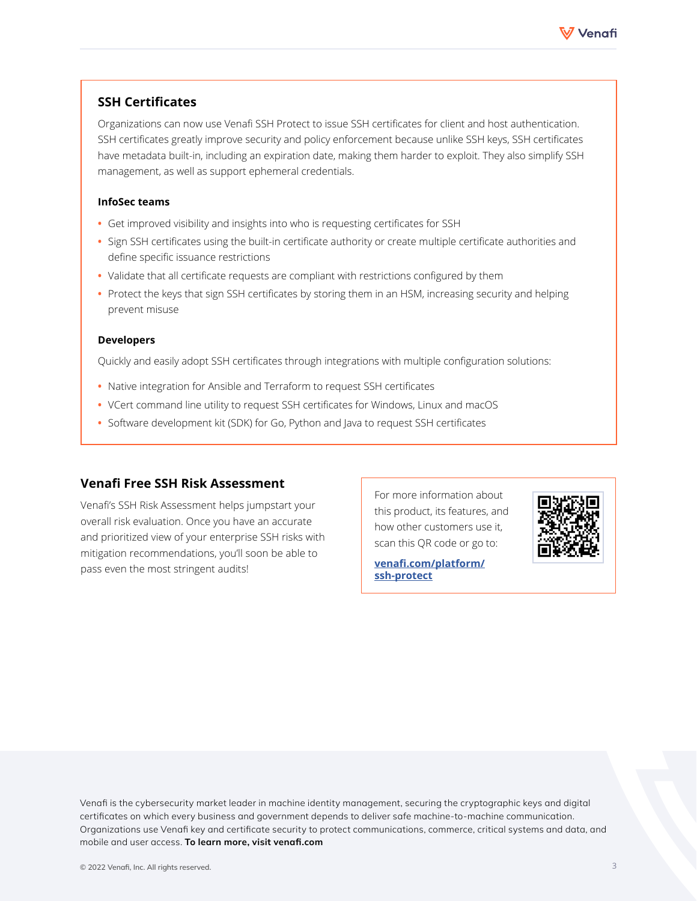## SSH Certificates

Organizations can now use Venafi SSH Protect to issue SSH certificates for client and host authentication. SSH certificates greatly improve security and policy enforcement because unlike SSH keys, SSH certificates have metadata built-in, including an expiration date, making them harder to exploit. They also simplify SSH management, as well as support ephemeral credentials.

### InfoSec teams

- Get improved visibility and insights into who is requesting certificates for SSH
- Sign SSH certificates using the built-in certificate authority or create multiple certificate authorities and define specific issuance restrictions
- Validate that all certificate requests are compliant with restrictions configured by them
- Protect the keys that sign SSH certificates by storing them in an HSM, increasing security and helping prevent misuse

### Developers

Quickly and easily adopt SSH certificates through integrations with multiple configuration solutions:

- Native integration for Ansible and Terraform to request SSH certificates
- VCert command line utility to request SSH certificates for Windows, Linux and macOS
- Software development kit (SDK) for Go, Python and Java to request SSH certificates

## Venafi Free SSH Risk Assessment

Venafi's SSH Risk Assessment helps jumpstart your overall risk evaluation. Once you have an accurate and prioritized view of your enterprise SSH risks with mitigation recommendations, you'll soon be able to pass even the most stringent audits!

For more information about this product, its features, and how other customers use it, scan this QR code or go to:

**venafi.com/platform/ssh-protect**

Venafi is the cybersecurity market leader in machine identity management, securing the cryptographic keys and digital certificates on which every business and government depends to deliver safe machine-to-machine communication. Organizations use Venafi key and certificate security to protect communications, commerce, critical systems and data, and mobile and user access. **To learn more, visit venafi.com**

© 2022 Venafi, Inc. All rights reserved.